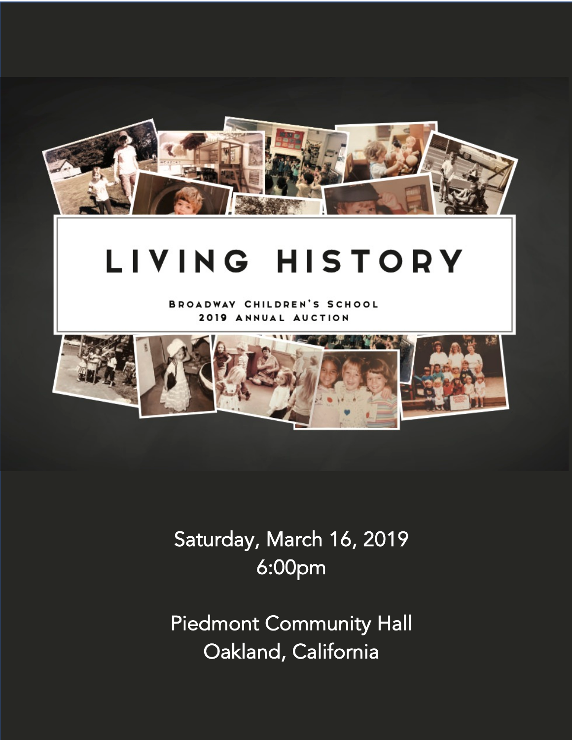# LIVING HISTORY

BROADWAY CHILDREN'S SCHOOL
2019 ANNUAL AUCTION

Saturday, March 16, 2019
6:00pm

Piedmont Community Hall
Oakland, California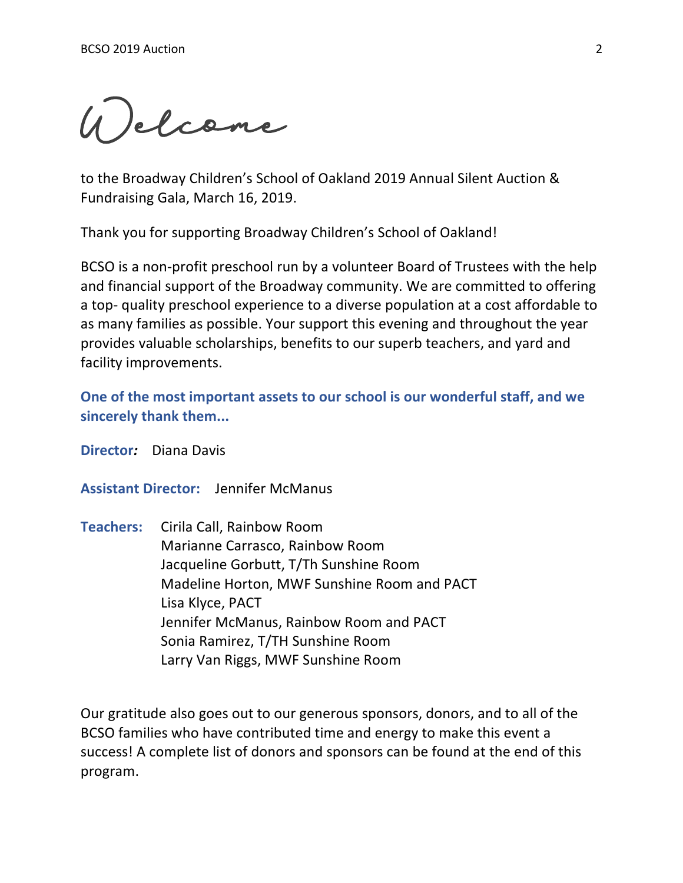# Welcome

to the Broadway Children's School of Oakland 2019 Annual Silent Auction & Fundraising Gala, March 16, 2019.

Thank you for supporting Broadway Children's School of Oakland!

BCSO is a non-profit preschool run by a volunteer Board of Trustees with the help and financial support of the Broadway community. We are committed to offering a top- quality preschool experience to a diverse population at a cost affordable to as many families as possible. Your support this evening and throughout the year provides valuable scholarships, benefits to our superb teachers, and yard and facility improvements.

**One of the most important assets to our school is our wonderful staff, and we sincerely thank them...**

**Director*:*** Diana Davis

**Assistant Director:** Jennifer McManus

**Teachers:**
Cirila Call, Rainbow Room
Marianne Carrasco, Rainbow Room
Jacqueline Gorbutt, T/Th Sunshine Room
Madeline Horton, MWF Sunshine Room and PACT
Lisa Klyce, PACT
Jennifer McManus, Rainbow Room and PACT
Sonia Ramirez, T/TH Sunshine Room
Larry Van Riggs, MWF Sunshine Room

Our gratitude also goes out to our generous sponsors, donors, and to all of the BCSO families who have contributed time and energy to make this event a success! A complete list of donors and sponsors can be found at the end of this program.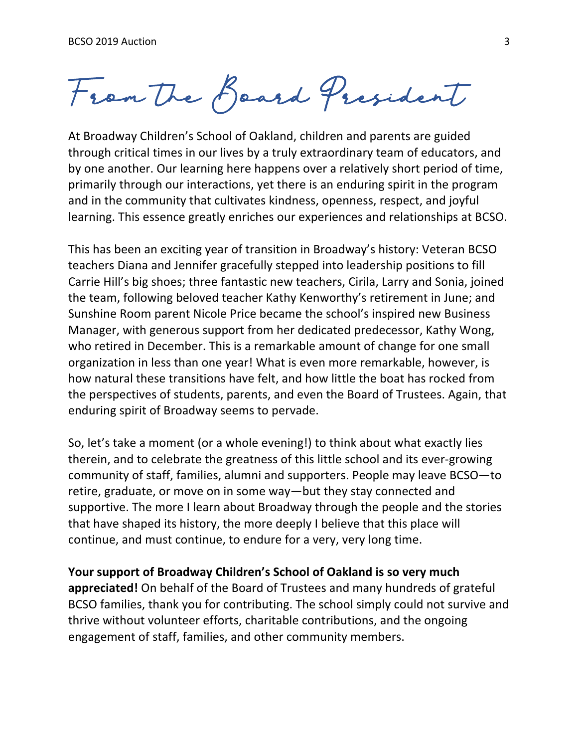# From the Board President

At Broadway Children's School of Oakland, children and parents are guided through critical times in our lives by a truly extraordinary team of educators, and by one another. Our learning here happens over a relatively short period of time, primarily through our interactions, yet there is an enduring spirit in the program and in the community that cultivates kindness, openness, respect, and joyful learning. This essence greatly enriches our experiences and relationships at BCSO.

This has been an exciting year of transition in Broadway's history: Veteran BCSO teachers Diana and Jennifer gracefully stepped into leadership positions to fill Carrie Hill's big shoes; three fantastic new teachers, Cirila, Larry and Sonia, joined the team, following beloved teacher Kathy Kenworthy's retirement in June; and Sunshine Room parent Nicole Price became the school's inspired new Business Manager, with generous support from her dedicated predecessor, Kathy Wong, who retired in December. This is a remarkable amount of change for one small organization in less than one year! What is even more remarkable, however, is how natural these transitions have felt, and how little the boat has rocked from the perspectives of students, parents, and even the Board of Trustees. Again, that enduring spirit of Broadway seems to pervade.

So, let's take a moment (or a whole evening!) to think about what exactly lies therein, and to celebrate the greatness of this little school and its ever-growing community of staff, families, alumni and supporters. People may leave BCSO—to retire, graduate, or move on in some way—but they stay connected and supportive. The more I learn about Broadway through the people and the stories that have shaped its history, the more deeply I believe that this place will continue, and must continue, to endure for a very, very long time.

**Your support of Broadway Children's School of Oakland is so very much appreciated!** On behalf of the Board of Trustees and many hundreds of grateful BCSO families, thank you for contributing. The school simply could not survive and thrive without volunteer efforts, charitable contributions, and the ongoing engagement of staff, families, and other community members.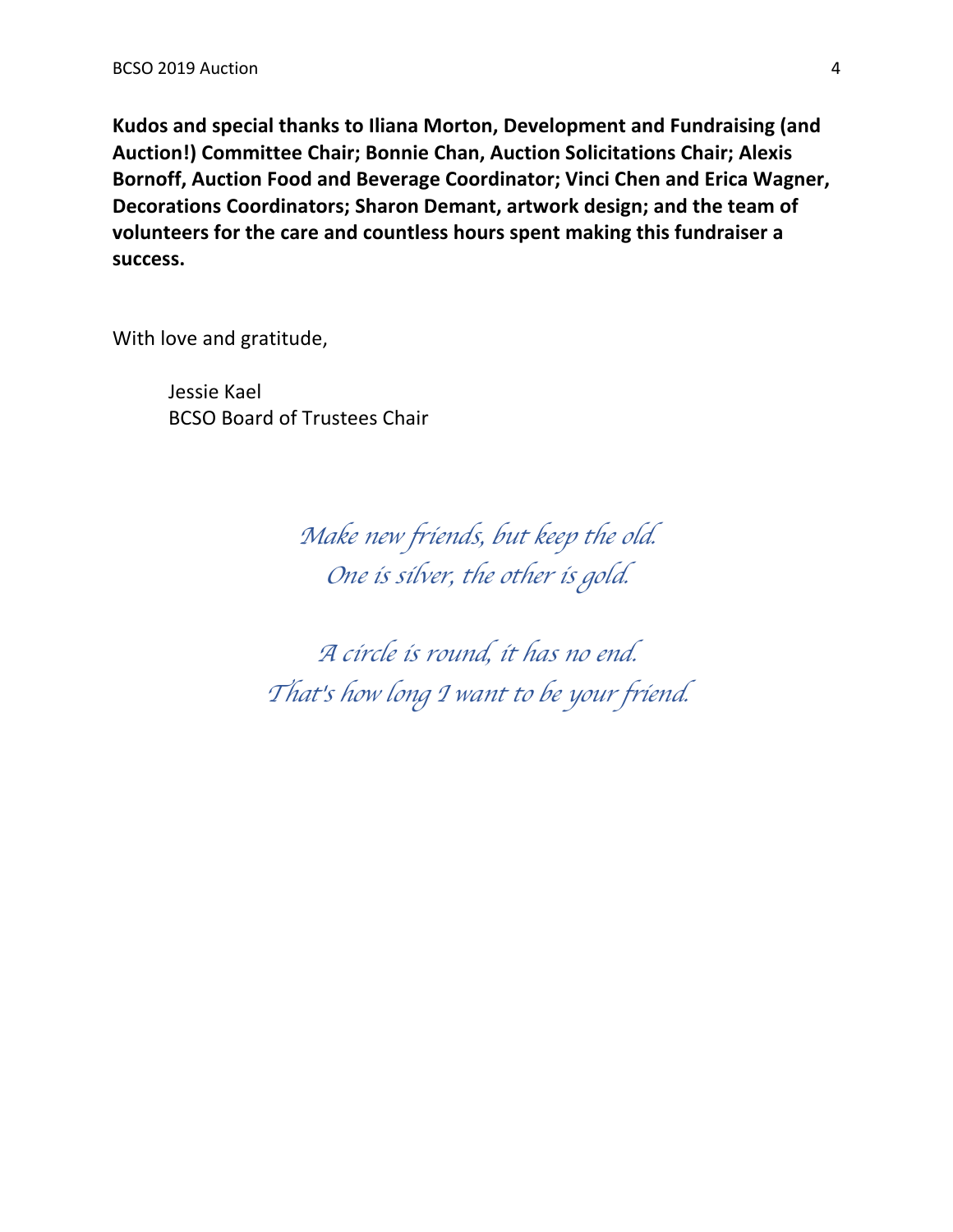**Kudos and special thanks to Iliana Morton, Development and Fundraising (and Auction!) Committee Chair; Bonnie Chan, Auction Solicitations Chair; Alexis Bornoff, Auction Food and Beverage Coordinator; Vinci Chen and Erica Wagner, Decorations Coordinators; Sharon Demant, artwork design; and the team of volunteers for the care and countless hours spent making this fundraiser a success.**

With love and gratitude,

Jessie Kael
BCSO Board of Trustees Chair

*Make new friends, but keep the old.*
*One is silver, the other is gold.*

*A circle is round, it has no end.*
*That's how long I want to be your friend.*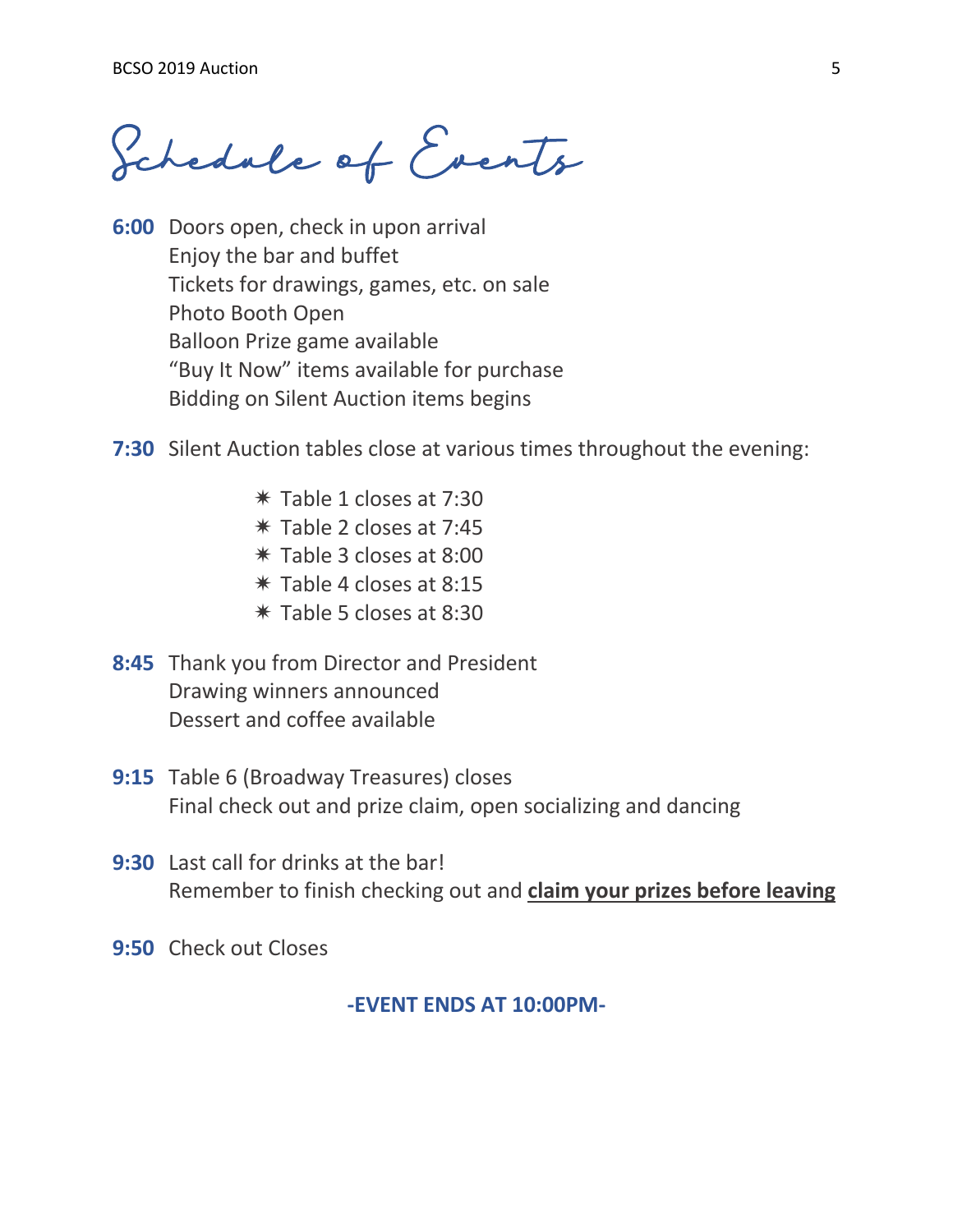# Schedule of Events

**6:00** Doors open, check in upon arrival
Enjoy the bar and buffet
Tickets for drawings, games, etc. on sale
Photo Booth Open
Balloon Prize game available
"Buy It Now" items available for purchase
Bidding on Silent Auction items begins

**7:30** Silent Auction tables close at various times throughout the evening:

- Table 1 closes at 7:30
- Table 2 closes at 7:45
- Table 3 closes at 8:00
- Table 4 closes at 8:15
- Table 5 closes at 8:30

**8:45** Thank you from Director and President
Drawing winners announced
Dessert and coffee available

**9:15** Table 6 (Broadway Treasures) closes
Final check out and prize claim, open socializing and dancing

**9:30** Last call for drinks at the bar!
Remember to finish checking out and **claim your prizes before leaving**

**9:50** Check out Closes

**-EVENT ENDS AT 10:00PM-**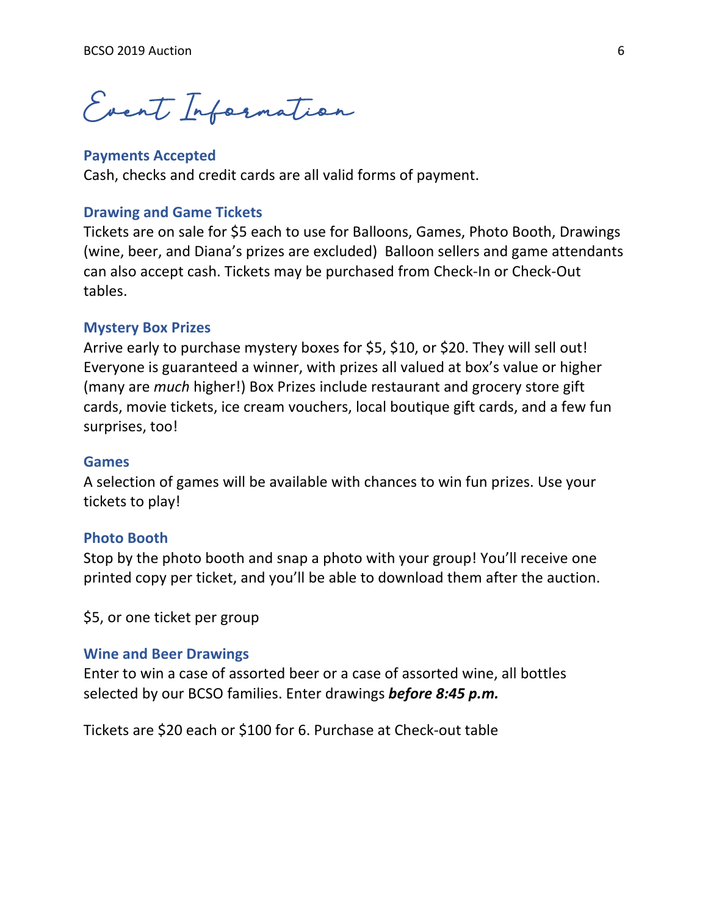# Event Information

### Payments Accepted

Cash, checks and credit cards are all valid forms of payment.

### Drawing and Game Tickets

Tickets are on sale for $5 each to use for Balloons, Games, Photo Booth, Drawings (wine, beer, and Diana's prizes are excluded)  Balloon sellers and game attendants can also accept cash. Tickets may be purchased from Check-In or Check-Out tables.

### Mystery Box Prizes

Arrive early to purchase mystery boxes for $5, $10, or $20. They will sell out! Everyone is guaranteed a winner, with prizes all valued at box's value or higher (many are *much* higher!) Box Prizes include restaurant and grocery store gift cards, movie tickets, ice cream vouchers, local boutique gift cards, and a few fun surprises, too!

### Games

A selection of games will be available with chances to win fun prizes. Use your tickets to play!

### Photo Booth

Stop by the photo booth and snap a photo with your group! You'll receive one printed copy per ticket, and you'll be able to download them after the auction.

$5, or one ticket per group

### Wine and Beer Drawings

Enter to win a case of assorted beer or a case of assorted wine, all bottles selected by our BCSO families. Enter drawings ***before 8:45 p.m.***

Tickets are $20 each or $100 for 6. Purchase at Check-out table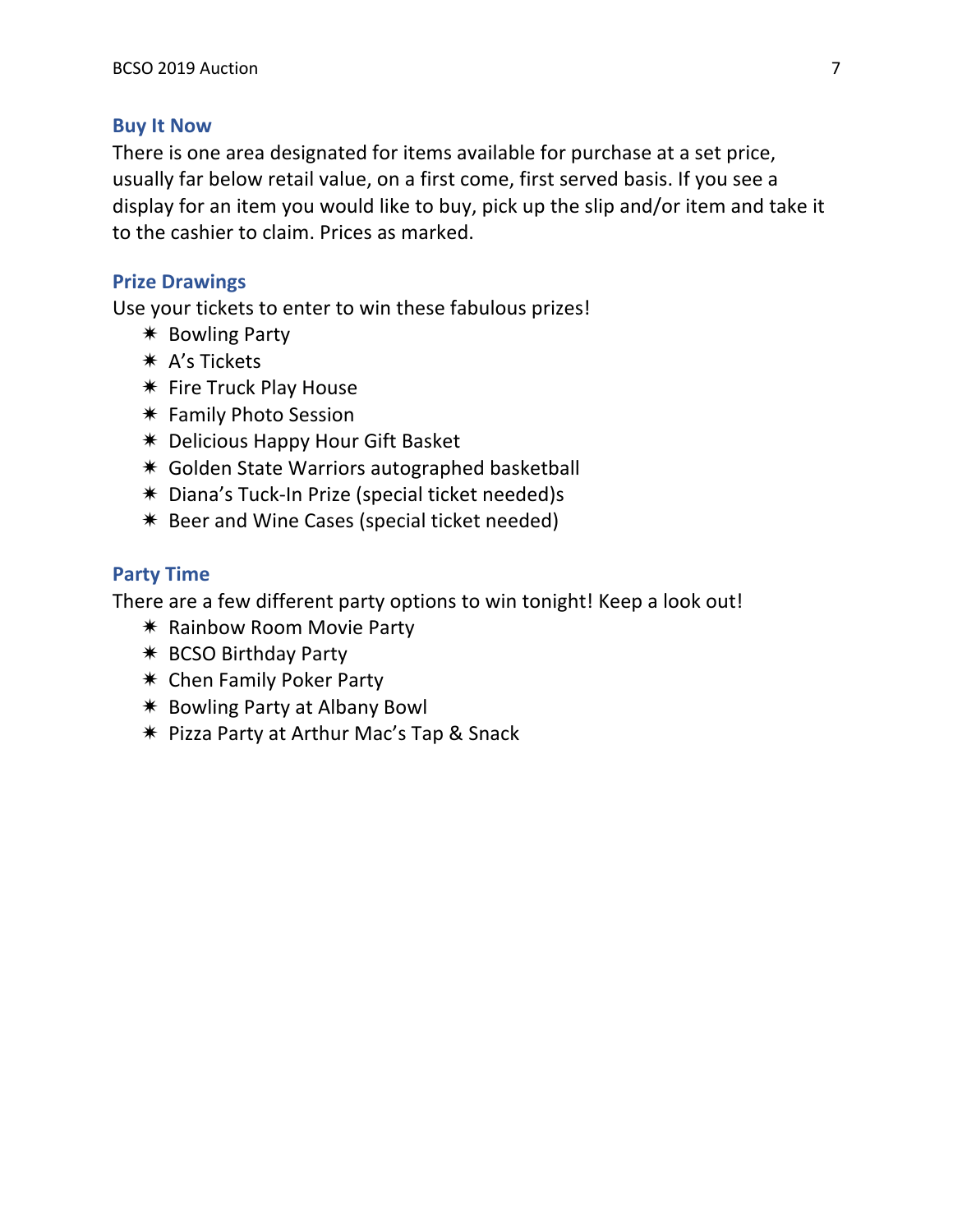## Buy It Now

There is one area designated for items available for purchase at a set price, usually far below retail value, on a first come, first served basis. If you see a display for an item you would like to buy, pick up the slip and/or item and take it to the cashier to claim. Prices as marked.

## Prize Drawings

Use your tickets to enter to win these fabulous prizes!

- Bowling Party
- A's Tickets
- Fire Truck Play House
- Family Photo Session
- Delicious Happy Hour Gift Basket
- Golden State Warriors autographed basketball
- Diana's Tuck-In Prize (special ticket needed)s
- Beer and Wine Cases (special ticket needed)

## Party Time

There are a few different party options to win tonight! Keep a look out!

- Rainbow Room Movie Party
- BCSO Birthday Party
- Chen Family Poker Party
- Bowling Party at Albany Bowl
- Pizza Party at Arthur Mac's Tap & Snack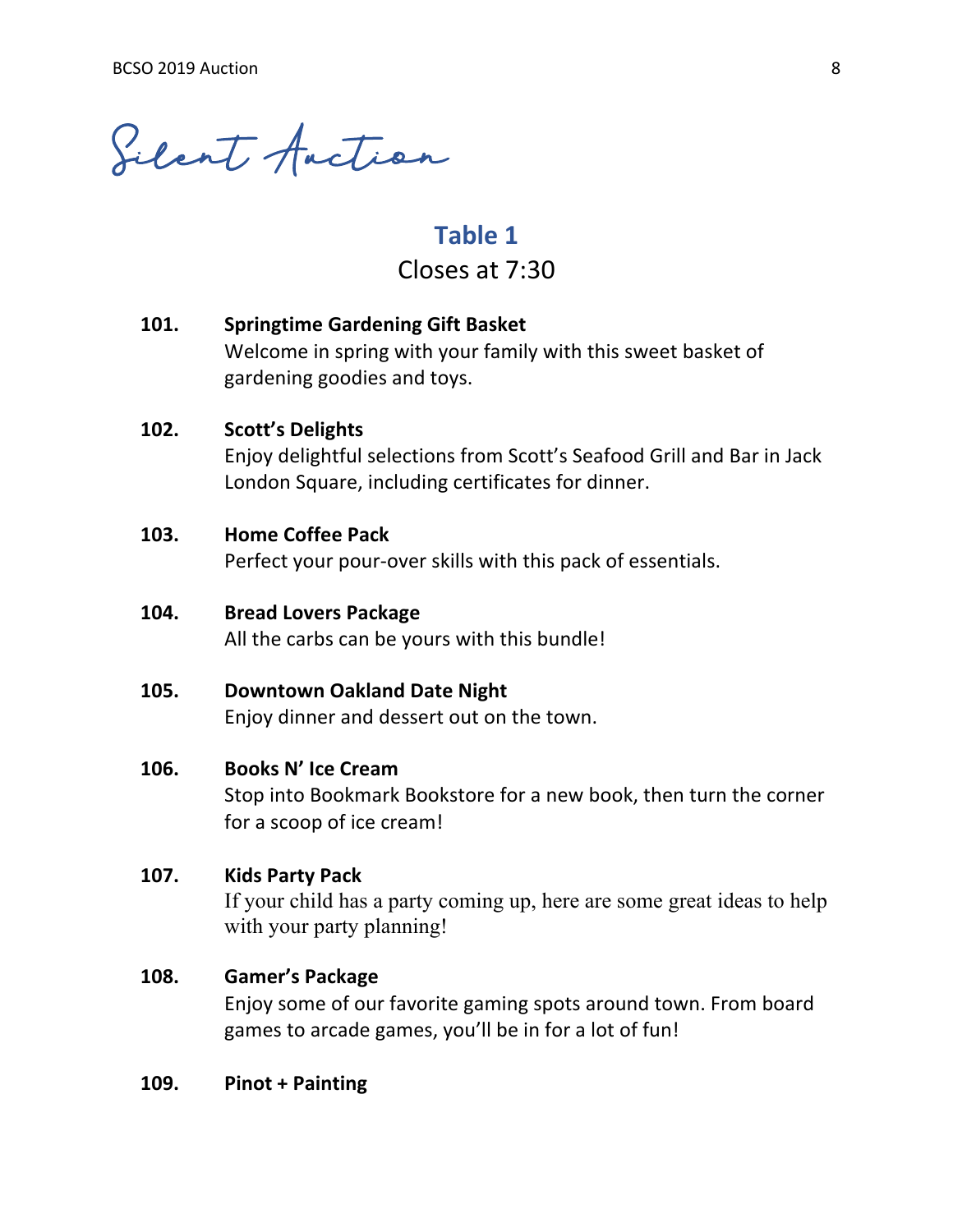# Silent Auction

## Table 1

Closes at 7:30

**101. Springtime Gardening Gift Basket**
Welcome in spring with your family with this sweet basket of gardening goodies and toys.

**102. Scott's Delights**
Enjoy delightful selections from Scott's Seafood Grill and Bar in Jack London Square, including certificates for dinner.

**103. Home Coffee Pack**
Perfect your pour-over skills with this pack of essentials.

**104. Bread Lovers Package**
All the carbs can be yours with this bundle!

**105. Downtown Oakland Date Night**
Enjoy dinner and dessert out on the town.

**106. Books N' Ice Cream**
Stop into Bookmark Bookstore for a new book, then turn the corner for a scoop of ice cream!

**107. Kids Party Pack**
If your child has a party coming up, here are some great ideas to help with your party planning!

**108. Gamer's Package**
Enjoy some of our favorite gaming spots around town. From board games to arcade games, you'll be in for a lot of fun!

**109. Pinot + Painting**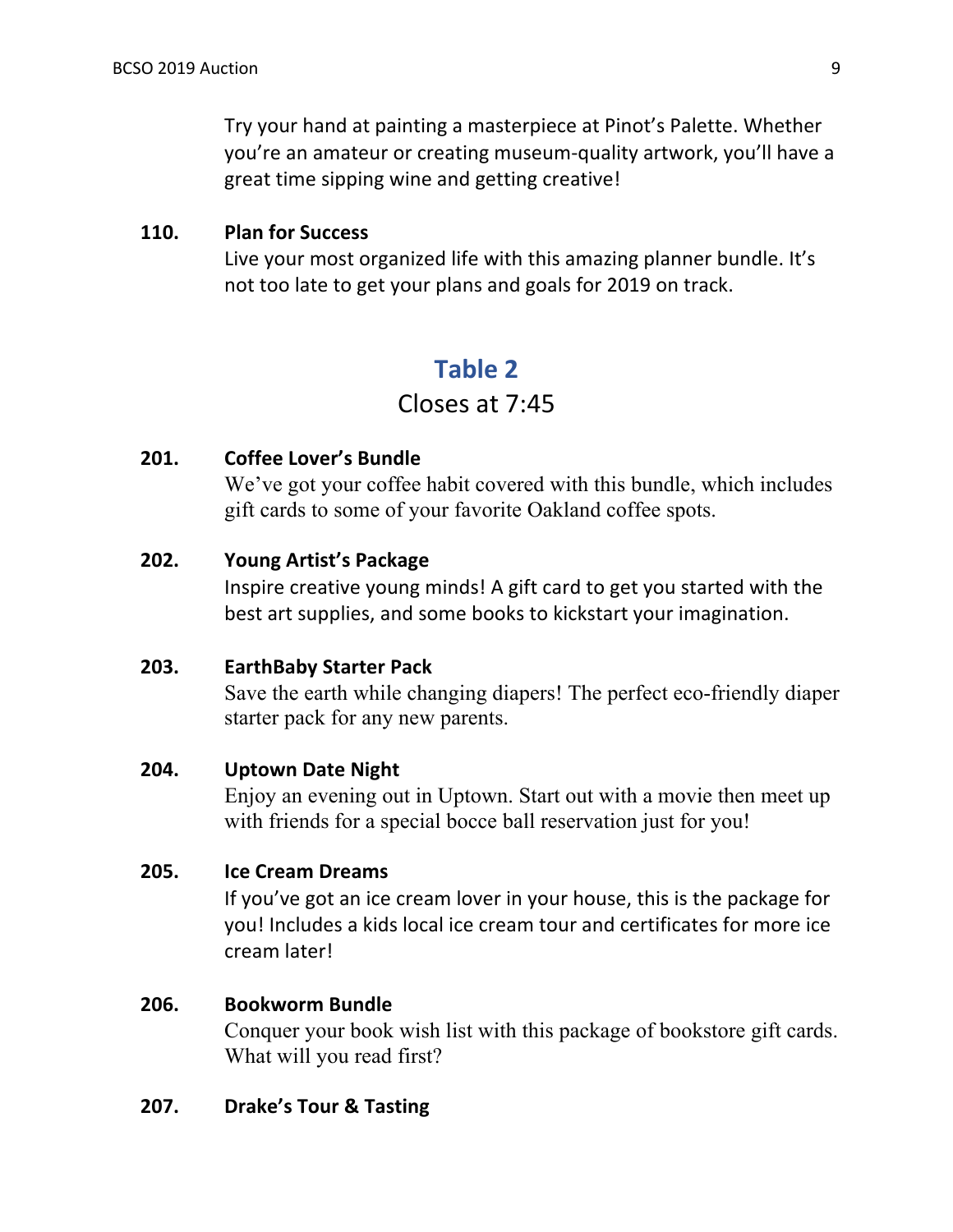Try your hand at painting a masterpiece at Pinot's Palette. Whether you're an amateur or creating museum-quality artwork, you'll have a great time sipping wine and getting creative!

**110. Plan for Success**

Live your most organized life with this amazing planner bundle. It's not too late to get your plans and goals for 2019 on track.

## Table 2

Closes at 7:45

**201. Coffee Lover's Bundle**

We've got your coffee habit covered with this bundle, which includes gift cards to some of your favorite Oakland coffee spots.

**202. Young Artist's Package**

Inspire creative young minds! A gift card to get you started with the best art supplies, and some books to kickstart your imagination.

**203. EarthBaby Starter Pack**

Save the earth while changing diapers! The perfect eco-friendly diaper starter pack for any new parents.

**204. Uptown Date Night**

Enjoy an evening out in Uptown. Start out with a movie then meet up with friends for a special bocce ball reservation just for you!

**205. Ice Cream Dreams**

If you've got an ice cream lover in your house, this is the package for you! Includes a kids local ice cream tour and certificates for more ice cream later!

**206. Bookworm Bundle**

Conquer your book wish list with this package of bookstore gift cards. What will you read first?

**207. Drake's Tour & Tasting**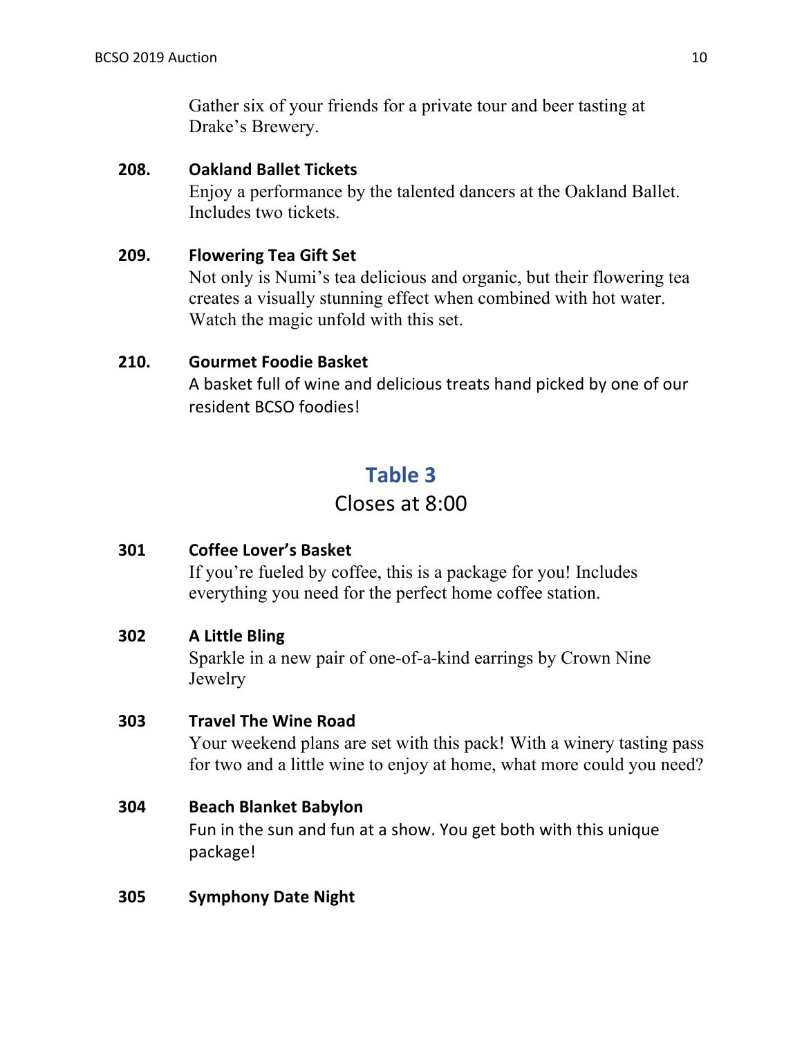Gather six of your friends for a private tour and beer tasting at Drake's Brewery.

**208. Oakland Ballet Tickets**
Enjoy a performance by the talented dancers at the Oakland Ballet. Includes two tickets.

**209. Flowering Tea Gift Set**
Not only is Numi's tea delicious and organic, but their flowering tea creates a visually stunning effect when combined with hot water. Watch the magic unfold with this set.

**210. Gourmet Foodie Basket**
A basket full of wine and delicious treats hand picked by one of our resident BCSO foodies!

## Table 3

Closes at 8:00

**301 Coffee Lover's Basket**
If you're fueled by coffee, this is a package for you! Includes everything you need for the perfect home coffee station.

**302 A Little Bling**
Sparkle in a new pair of one-of-a-kind earrings by Crown Nine Jewelry

**303 Travel The Wine Road**
Your weekend plans are set with this pack! With a winery tasting pass for two and a little wine to enjoy at home, what more could you need?

**304 Beach Blanket Babylon**
Fun in the sun and fun at a show. You get both with this unique package!

**305 Symphony Date Night**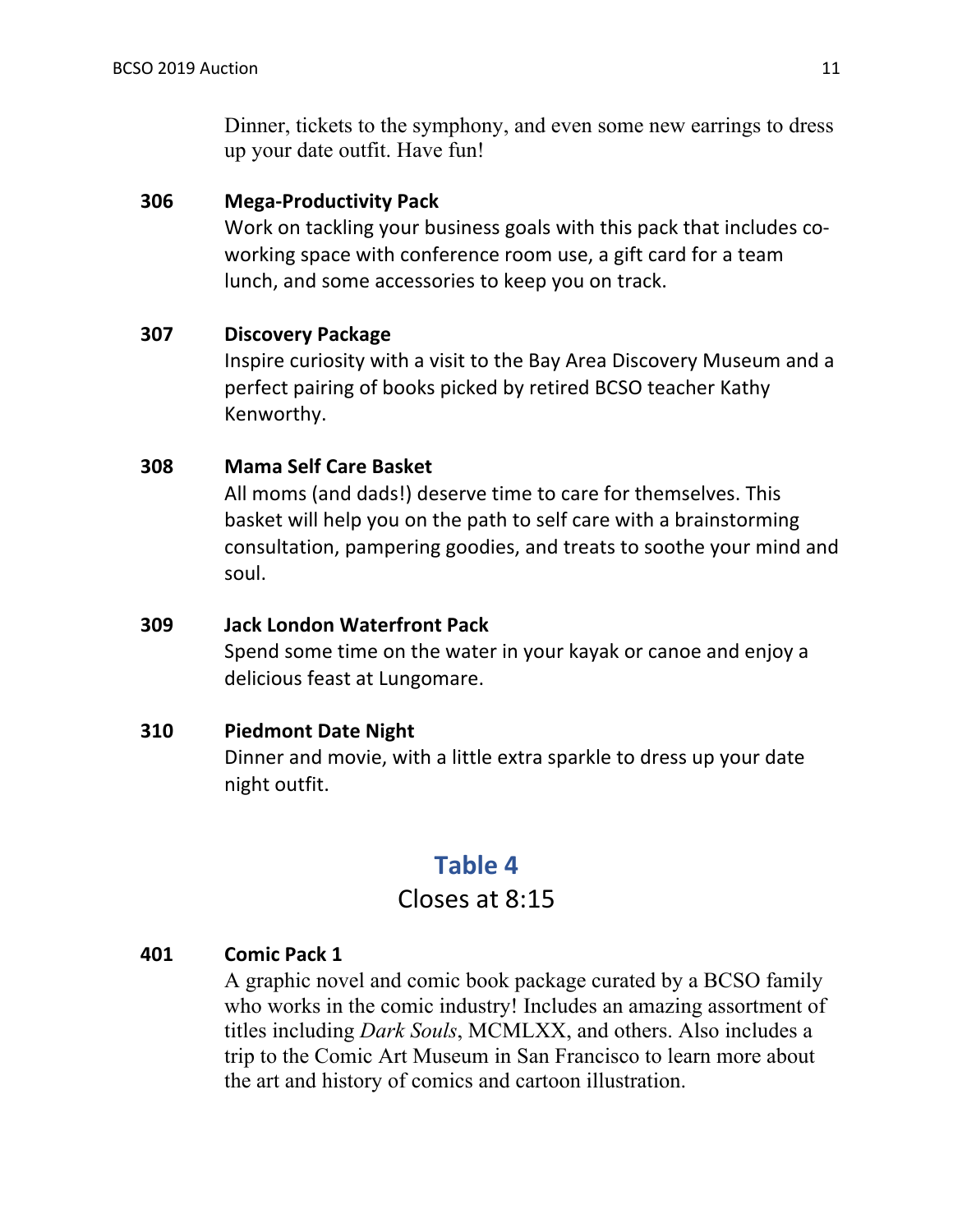Dinner, tickets to the symphony, and even some new earrings to dress up your date outfit. Have fun!

**306 Mega-Productivity Pack**

Work on tackling your business goals with this pack that includes co-working space with conference room use, a gift card for a team lunch, and some accessories to keep you on track.

**307 Discovery Package**

Inspire curiosity with a visit to the Bay Area Discovery Museum and a perfect pairing of books picked by retired BCSO teacher Kathy Kenworthy.

**308 Mama Self Care Basket**

All moms (and dads!) deserve time to care for themselves. This basket will help you on the path to self care with a brainstorming consultation, pampering goodies, and treats to soothe your mind and soul.

**309 Jack London Waterfront Pack**

Spend some time on the water in your kayak or canoe and enjoy a delicious feast at Lungomare.

**310 Piedmont Date Night**

Dinner and movie, with a little extra sparkle to dress up your date night outfit.

## Table 4

Closes at 8:15

**401 Comic Pack 1**

A graphic novel and comic book package curated by a BCSO family who works in the comic industry! Includes an amazing assortment of titles including *Dark Souls*, MCMLXX, and others. Also includes a trip to the Comic Art Museum in San Francisco to learn more about the art and history of comics and cartoon illustration.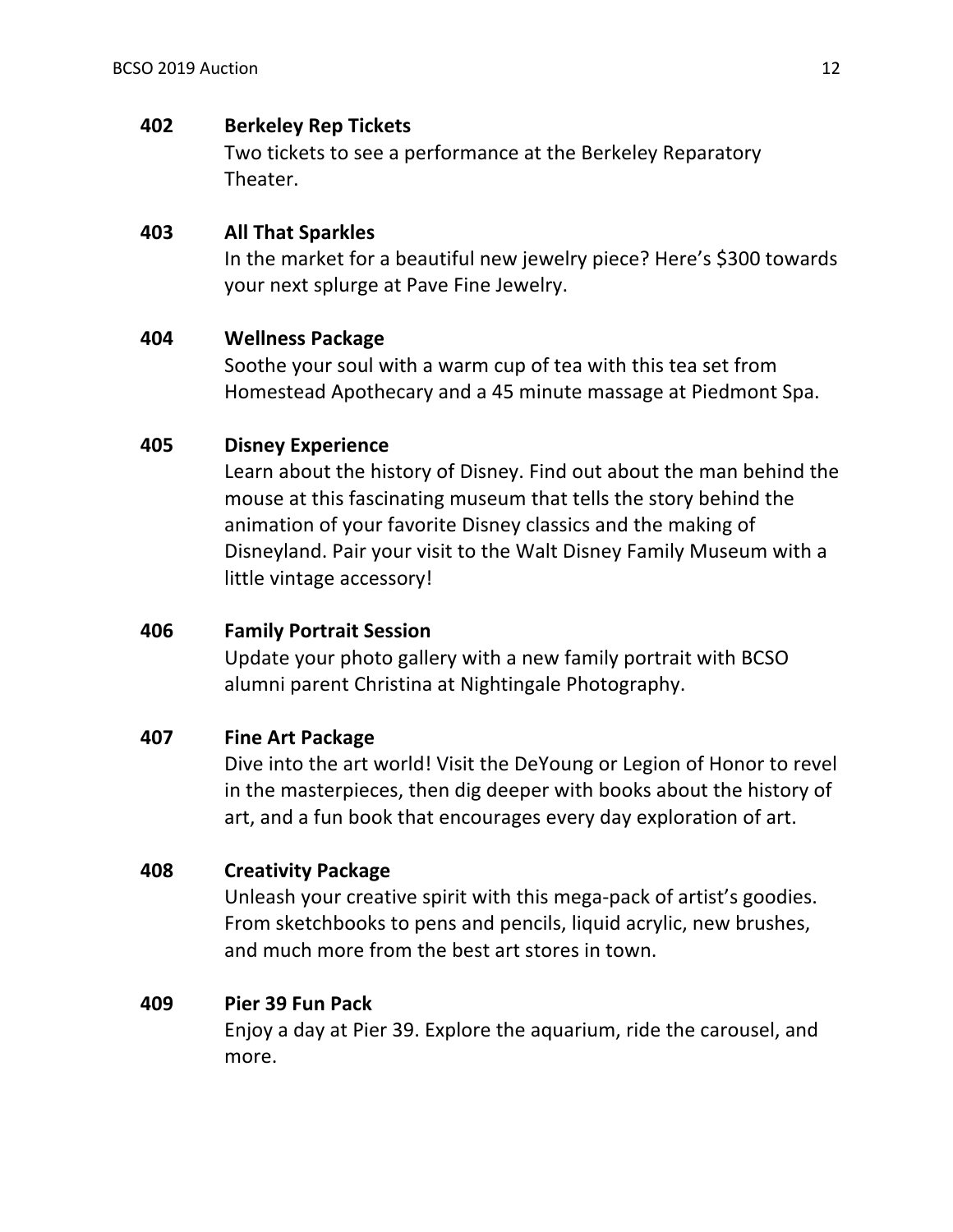**402 Berkeley Rep Tickets**

Two tickets to see a performance at the Berkeley Reparatory Theater.

**403 All That Sparkles**

In the market for a beautiful new jewelry piece? Here's $300 towards your next splurge at Pave Fine Jewelry.

**404 Wellness Package**

Soothe your soul with a warm cup of tea with this tea set from Homestead Apothecary and a 45 minute massage at Piedmont Spa.

**405 Disney Experience**

Learn about the history of Disney. Find out about the man behind the mouse at this fascinating museum that tells the story behind the animation of your favorite Disney classics and the making of Disneyland. Pair your visit to the Walt Disney Family Museum with a little vintage accessory!

**406 Family Portrait Session**

Update your photo gallery with a new family portrait with BCSO alumni parent Christina at Nightingale Photography.

**407 Fine Art Package**

Dive into the art world! Visit the DeYoung or Legion of Honor to revel in the masterpieces, then dig deeper with books about the history of art, and a fun book that encourages every day exploration of art.

**408 Creativity Package**

Unleash your creative spirit with this mega-pack of artist's goodies. From sketchbooks to pens and pencils, liquid acrylic, new brushes, and much more from the best art stores in town.

**409 Pier 39 Fun Pack**

Enjoy a day at Pier 39. Explore the aquarium, ride the carousel, and more.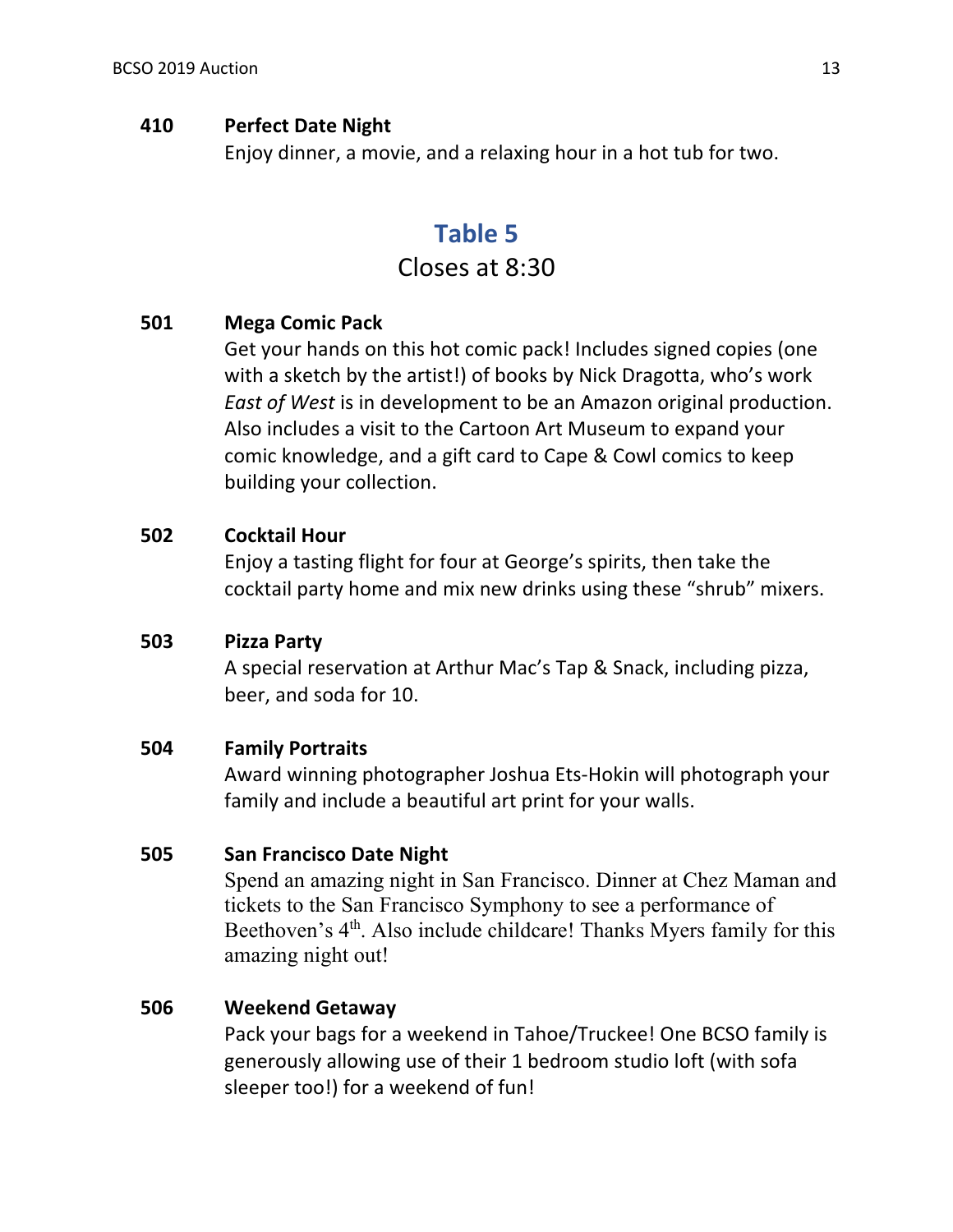**410 Perfect Date Night**

Enjoy dinner, a movie, and a relaxing hour in a hot tub for two.

## Table 5

Closes at 8:30

**501 Mega Comic Pack**

Get your hands on this hot comic pack! Includes signed copies (one with a sketch by the artist!) of books by Nick Dragotta, who's work *East of West* is in development to be an Amazon original production. Also includes a visit to the Cartoon Art Museum to expand your comic knowledge, and a gift card to Cape & Cowl comics to keep building your collection.

**502 Cocktail Hour**

Enjoy a tasting flight for four at George's spirits, then take the cocktail party home and mix new drinks using these "shrub" mixers.

**503 Pizza Party**

A special reservation at Arthur Mac's Tap & Snack, including pizza, beer, and soda for 10.

**504 Family Portraits**

Award winning photographer Joshua Ets-Hokin will photograph your family and include a beautiful art print for your walls.

**505 San Francisco Date Night**

Spend an amazing night in San Francisco. Dinner at Chez Maman and tickets to the San Francisco Symphony to see a performance of Beethoven's 4th. Also include childcare! Thanks Myers family for this amazing night out!

**506 Weekend Getaway**

Pack your bags for a weekend in Tahoe/Truckee! One BCSO family is generously allowing use of their 1 bedroom studio loft (with sofa sleeper too!) for a weekend of fun!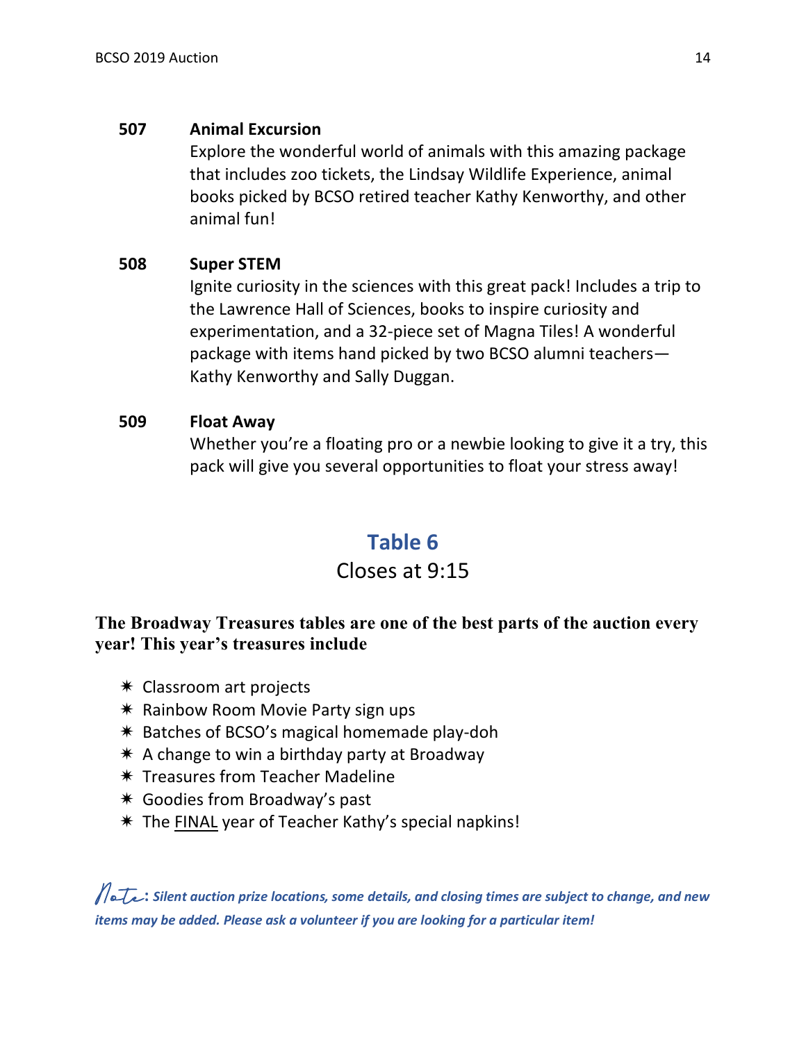**507 Animal Excursion**

Explore the wonderful world of animals with this amazing package that includes zoo tickets, the Lindsay Wildlife Experience, animal books picked by BCSO retired teacher Kathy Kenworthy, and other animal fun!

**508 Super STEM**

Ignite curiosity in the sciences with this great pack! Includes a trip to the Lawrence Hall of Sciences, books to inspire curiosity and experimentation, and a 32-piece set of Magna Tiles! A wonderful package with items hand picked by two BCSO alumni teachers—Kathy Kenworthy and Sally Duggan.

**509 Float Away**

Whether you're a floating pro or a newbie looking to give it a try, this pack will give you several opportunities to float your stress away!

## Table 6

Closes at 9:15

**The Broadway Treasures tables are one of the best parts of the auction every year! This year's treasures include**

- Classroom art projects
- Rainbow Room Movie Party sign ups
- Batches of BCSO's magical homemade play-doh
- A change to win a birthday party at Broadway
- Treasures from Teacher Madeline
- Goodies from Broadway's past
- The FINAL year of Teacher Kathy's special napkins!

*Note: Silent auction prize locations, some details, and closing times are subject to change, and new items may be added. Please ask a volunteer if you are looking for a particular item!*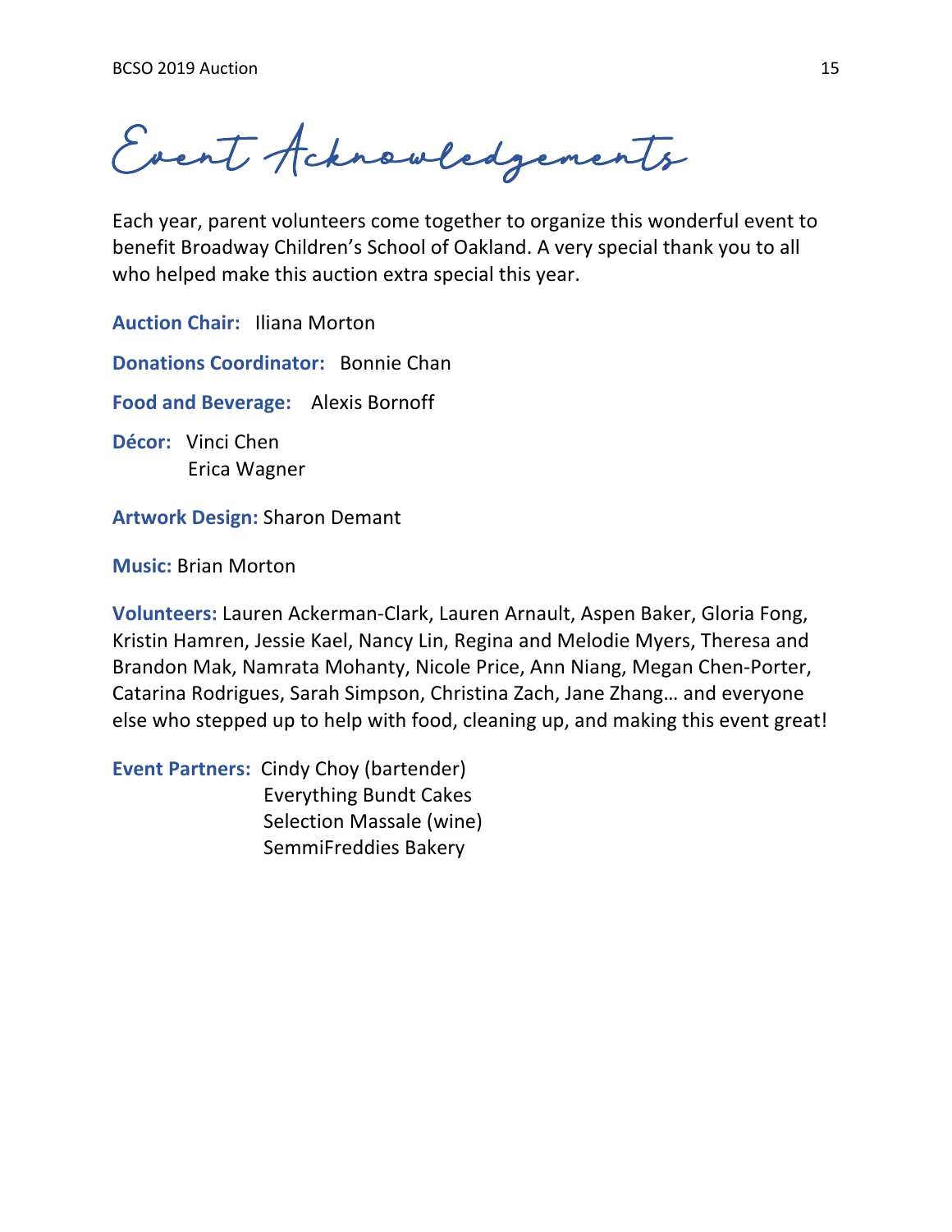# Event Acknowledgements

Each year, parent volunteers come together to organize this wonderful event to benefit Broadway Children's School of Oakland. A very special thank you to all who helped make this auction extra special this year.

**Auction Chair:** Iliana Morton

**Donations Coordinator:** Bonnie Chan

**Food and Beverage:** Alexis Bornoff

**Décor:** Vinci Chen
Erica Wagner

**Artwork Design:** Sharon Demant

**Music:** Brian Morton

**Volunteers:** Lauren Ackerman-Clark, Lauren Arnault, Aspen Baker, Gloria Fong, Kristin Hamren, Jessie Kael, Nancy Lin, Regina and Melodie Myers, Theresa and Brandon Mak, Namrata Mohanty, Nicole Price, Ann Niang, Megan Chen-Porter, Catarina Rodrigues, Sarah Simpson, Christina Zach, Jane Zhang… and everyone else who stepped up to help with food, cleaning up, and making this event great!

**Event Partners:** Cindy Choy (bartender)
Everything Bundt Cakes
Selection Massale (wine)
SemmiFreddies Bakery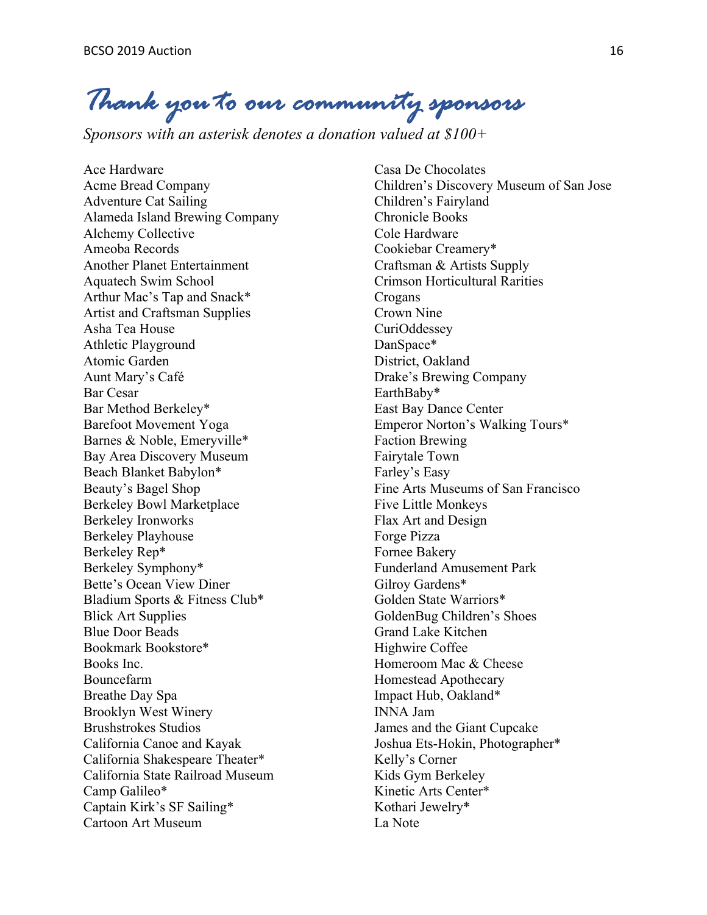# Thank you to our community sponsors

*Sponsors with an asterisk denotes a donation valued at $100+*

Ace Hardware
Acme Bread Company
Adventure Cat Sailing
Alameda Island Brewing Company
Alchemy Collective
Ameoba Records
Another Planet Entertainment
Aquatech Swim School
Arthur Mac's Tap and Snack*
Artist and Craftsman Supplies
Asha Tea House
Athletic Playground
Atomic Garden
Aunt Mary's Café
Bar Cesar
Bar Method Berkeley*
Barefoot Movement Yoga
Barnes & Noble, Emeryville*
Bay Area Discovery Museum
Beach Blanket Babylon*
Beauty's Bagel Shop
Berkeley Bowl Marketplace
Berkeley Ironworks
Berkeley Playhouse
Berkeley Rep*
Berkeley Symphony*
Bette's Ocean View Diner
Bladium Sports & Fitness Club*
Blick Art Supplies
Blue Door Beads
Bookmark Bookstore*
Books Inc.
Bouncefarm
Breathe Day Spa
Brooklyn West Winery
Brushstrokes Studios
California Canoe and Kayak
California Shakespeare Theater*
California State Railroad Museum
Camp Galileo*
Captain Kirk's SF Sailing*
Cartoon Art Museum
Casa De Chocolates
Children's Discovery Museum of San Jose
Children's Fairyland
Chronicle Books
Cole Hardware
Cookiebar Creamery*
Craftsman & Artists Supply
Crimson Horticultural Rarities
Crogans
Crown Nine
CuriOddessey
DanSpace*
District, Oakland
Drake's Brewing Company
EarthBaby*
East Bay Dance Center
Emperor Norton's Walking Tours*
Faction Brewing
Fairytale Town
Farley's Easy
Fine Arts Museums of San Francisco
Five Little Monkeys
Flax Art and Design
Forge Pizza
Fornee Bakery
Funderland Amusement Park
Gilroy Gardens*
Golden State Warriors*
GoldenBug Children's Shoes
Grand Lake Kitchen
Highwire Coffee
Homeroom Mac & Cheese
Homestead Apothecary
Impact Hub, Oakland*
INNA Jam
James and the Giant Cupcake
Joshua Ets-Hokin, Photographer*
Kelly's Corner
Kids Gym Berkeley
Kinetic Arts Center*
Kothari Jewelry*
La Note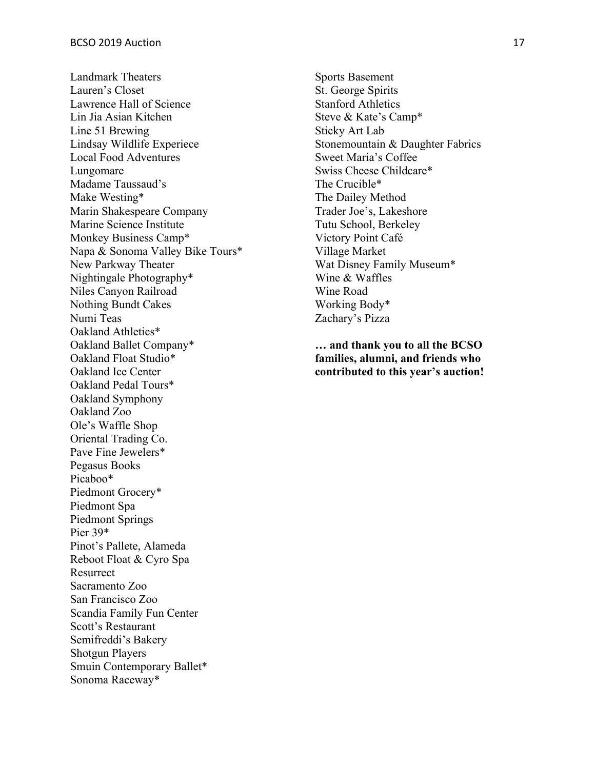Landmark Theaters
Lauren's Closet
Lawrence Hall of Science
Lin Jia Asian Kitchen
Line 51 Brewing
Lindsay Wildlife Experiece
Local Food Adventures
Lungomare
Madame Taussaud's
Make Westing*
Marin Shakespeare Company
Marine Science Institute
Monkey Business Camp*
Napa & Sonoma Valley Bike Tours*
New Parkway Theater
Nightingale Photography*
Niles Canyon Railroad
Nothing Bundt Cakes
Numi Teas
Oakland Athletics*
Oakland Ballet Company*
Oakland Float Studio*
Oakland Ice Center
Oakland Pedal Tours*
Oakland Symphony
Oakland Zoo
Ole's Waffle Shop
Oriental Trading Co.
Pave Fine Jewelers*
Pegasus Books
Picaboo*
Piedmont Grocery*
Piedmont Spa
Piedmont Springs
Pier 39*
Pinot's Pallete, Alameda
Reboot Float & Cyro Spa
Resurrect
Sacramento Zoo
San Francisco Zoo
Scandia Family Fun Center
Scott's Restaurant
Semifreddi's Bakery
Shotgun Players
Smuin Contemporary Ballet*
Sonoma Raceway*
Sports Basement
St. George Spirits
Stanford Athletics
Steve & Kate's Camp*
Sticky Art Lab
Stonemountain & Daughter Fabrics
Sweet Maria's Coffee
Swiss Cheese Childcare*
The Crucible*
The Dailey Method
Trader Joe's, Lakeshore
Tutu School, Berkeley
Victory Point Café
Village Market
Wat Disney Family Museum*
Wine & Waffles
Wine Road
Working Body*
Zachary's Pizza

**… and thank you to all the BCSO families, alumni, and friends who contributed to this year's auction!**